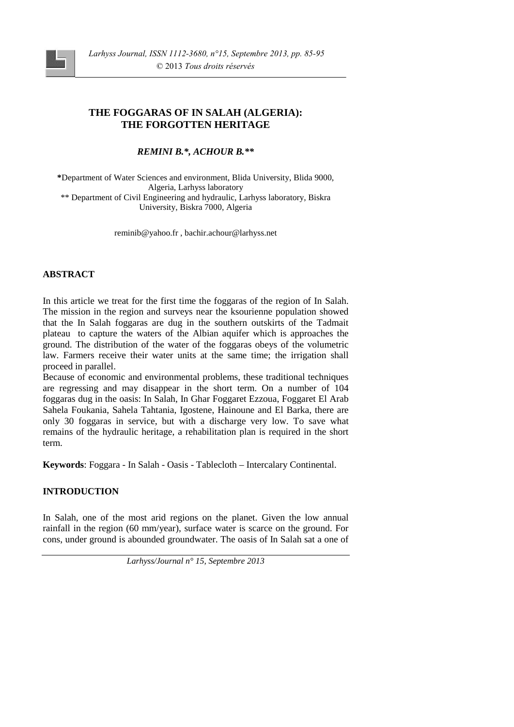# THE FOGGARAS OF IN SALAH (ALGERIA): THE FORGOTTEN HERITAGE

***REMINI B.*, ACHOUR B.****

**\***Department of Water Sciences and environment, Blida University, Blida 9000, Algeria, Larhyss laboratory
** Department of Civil Engineering and hydraulic, Larhyss laboratory, Biskra University, Biskra 7000, Algeria

reminib@yahoo.fr , bachir.achour@larhyss.net

## ABSTRACT

In this article we treat for the first time the foggaras of the region of In Salah. The mission in the region and surveys near the ksourienne population showed that the In Salah foggaras are dug in the southern outskirts of the Tadmait plateau to capture the waters of the Albian aquifer which is approaches the ground. The distribution of the water of the foggaras obeys of the volumetric law. Farmers receive their water units at the same time; the irrigation shall proceed in parallel.

Because of economic and environmental problems, these traditional techniques are regressing and may disappear in the short term. On a number of 104 foggaras dug in the oasis: In Salah, In Ghar Foggaret Ezzoua, Foggaret El Arab Sahela Foukania, Sahela Tahtania, Igostene, Hainoune and El Barka, there are only 30 foggaras in service, but with a discharge very low. To save what remains of the hydraulic heritage, a rehabilitation plan is required in the short term.

**Keywords**: Foggara - In Salah - Oasis - Tablecloth – Intercalary Continental.

## INTRODUCTION

In Salah, one of the most arid regions on the planet. Given the low annual rainfall in the region (60 mm/year), surface water is scarce on the ground. For cons, under ground is abounded groundwater. The oasis of In Salah sat a one of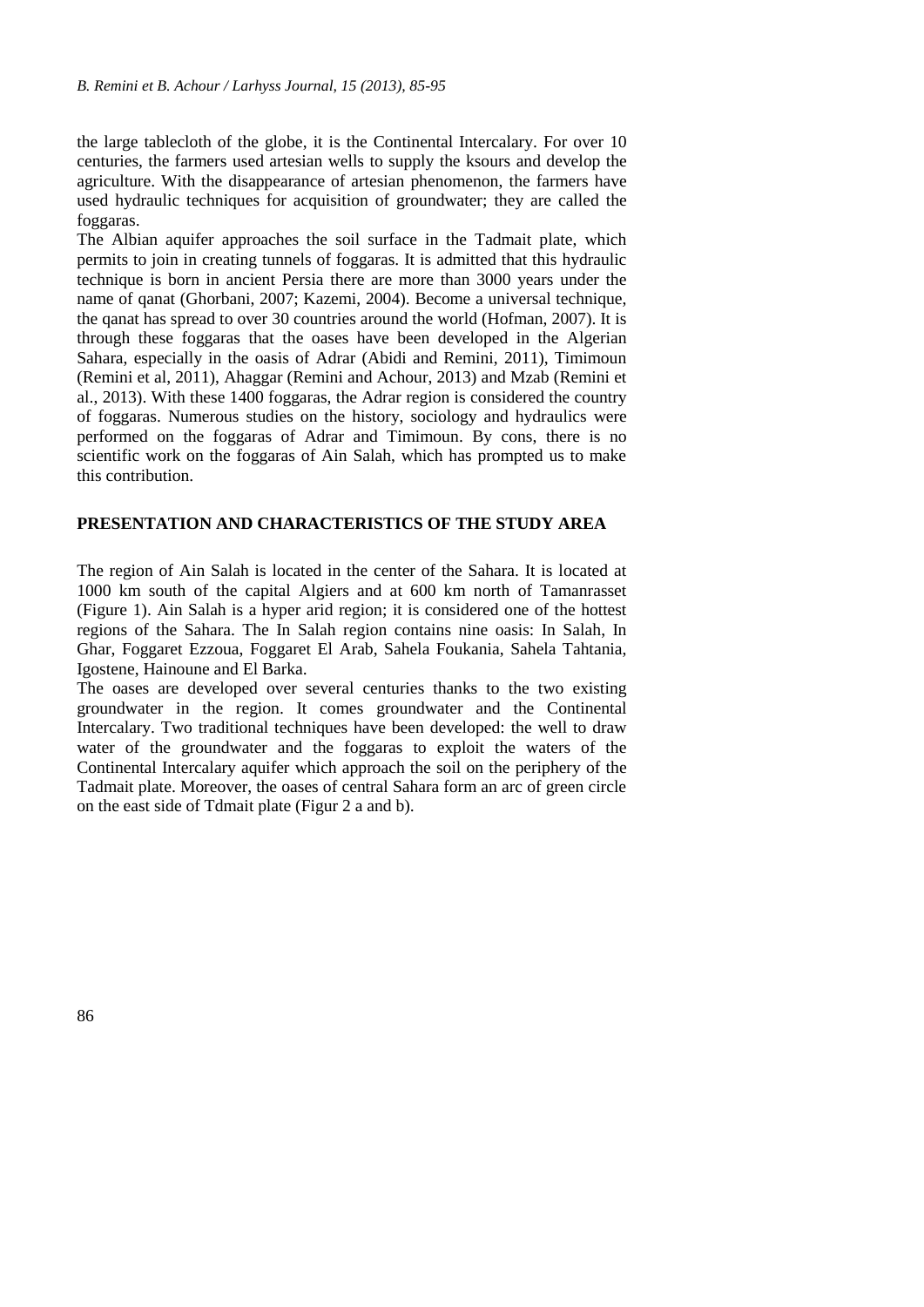the large tablecloth of the globe, it is the Continental Intercalary. For over 10 centuries, the farmers used artesian wells to supply the ksours and develop the agriculture. With the disappearance of artesian phenomenon, the farmers have used hydraulic techniques for acquisition of groundwater; they are called the foggaras.

The Albian aquifer approaches the soil surface in the Tadmait plate, which permits to join in creating tunnels of foggaras. It is admitted that this hydraulic technique is born in ancient Persia there are more than 3000 years under the name of qanat (Ghorbani, 2007; Kazemi, 2004). Become a universal technique, the qanat has spread to over 30 countries around the world (Hofman, 2007). It is through these foggaras that the oases have been developed in the Algerian Sahara, especially in the oasis of Adrar (Abidi and Remini, 2011), Timimoun (Remini et al, 2011), Ahaggar (Remini and Achour, 2013) and Mzab (Remini et al., 2013). With these 1400 foggaras, the Adrar region is considered the country of foggaras. Numerous studies on the history, sociology and hydraulics were performed on the foggaras of Adrar and Timimoun. By cons, there is no scientific work on the foggaras of Ain Salah, which has prompted us to make this contribution.

## PRESENTATION AND CHARACTERISTICS OF THE STUDY AREA

The region of Ain Salah is located in the center of the Sahara. It is located at 1000 km south of the capital Algiers and at 600 km north of Tamanrasset (Figure 1). Ain Salah is a hyper arid region; it is considered one of the hottest regions of the Sahara. The In Salah region contains nine oasis: In Salah, In Ghar, Foggaret Ezzoua, Foggaret El Arab, Sahela Foukania, Sahela Tahtania, Igostene, Hainoune and El Barka.

The oases are developed over several centuries thanks to the two existing groundwater in the region. It comes groundwater and the Continental Intercalary. Two traditional techniques have been developed: the well to draw water of the groundwater and the foggaras to exploit the waters of the Continental Intercalary aquifer which approach the soil on the periphery of the Tadmait plate. Moreover, the oases of central Sahara form an arc of green circle on the east side of Tdmait plate (Figur 2 a and b).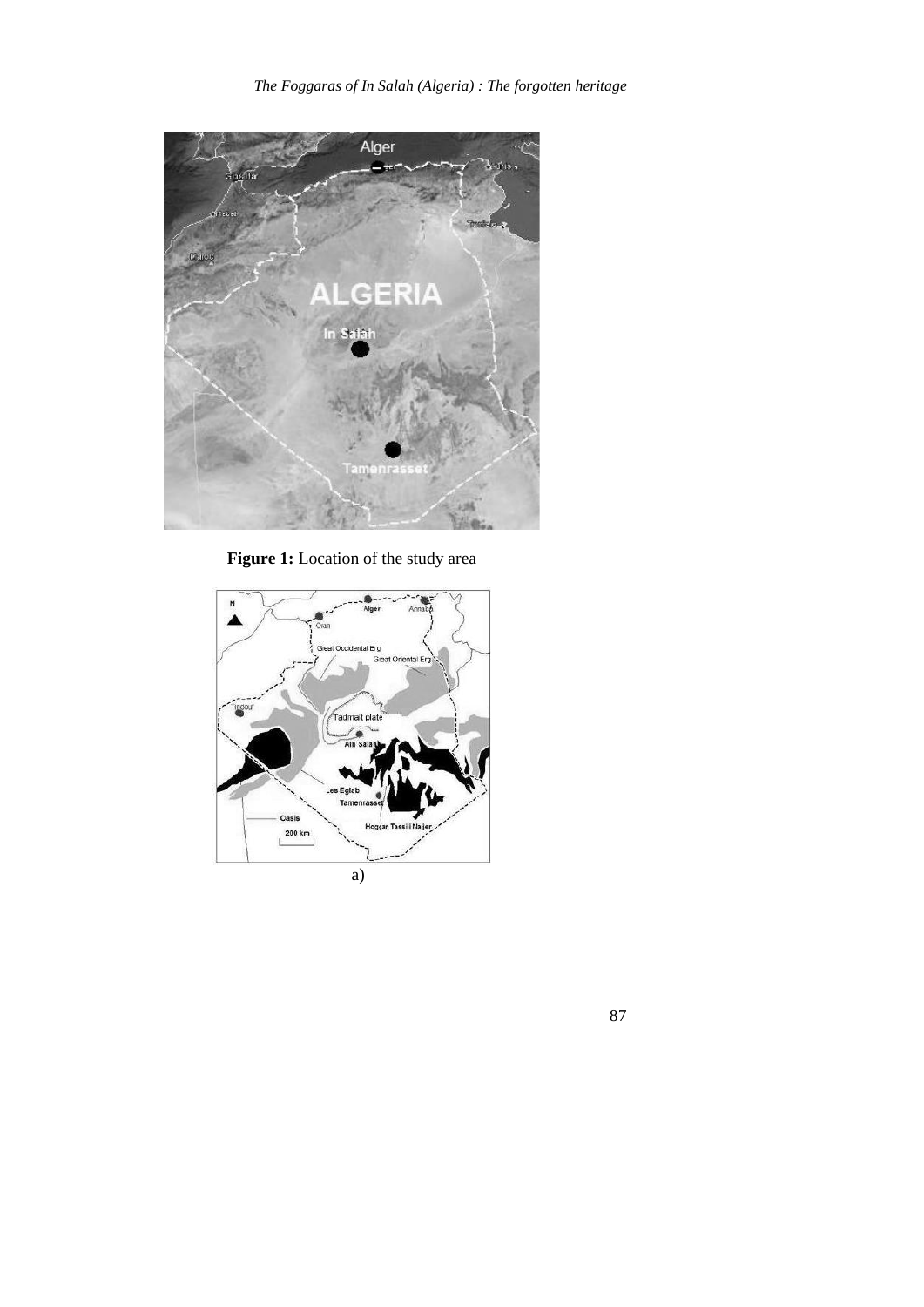**Figure 1:** Location of the study area

a)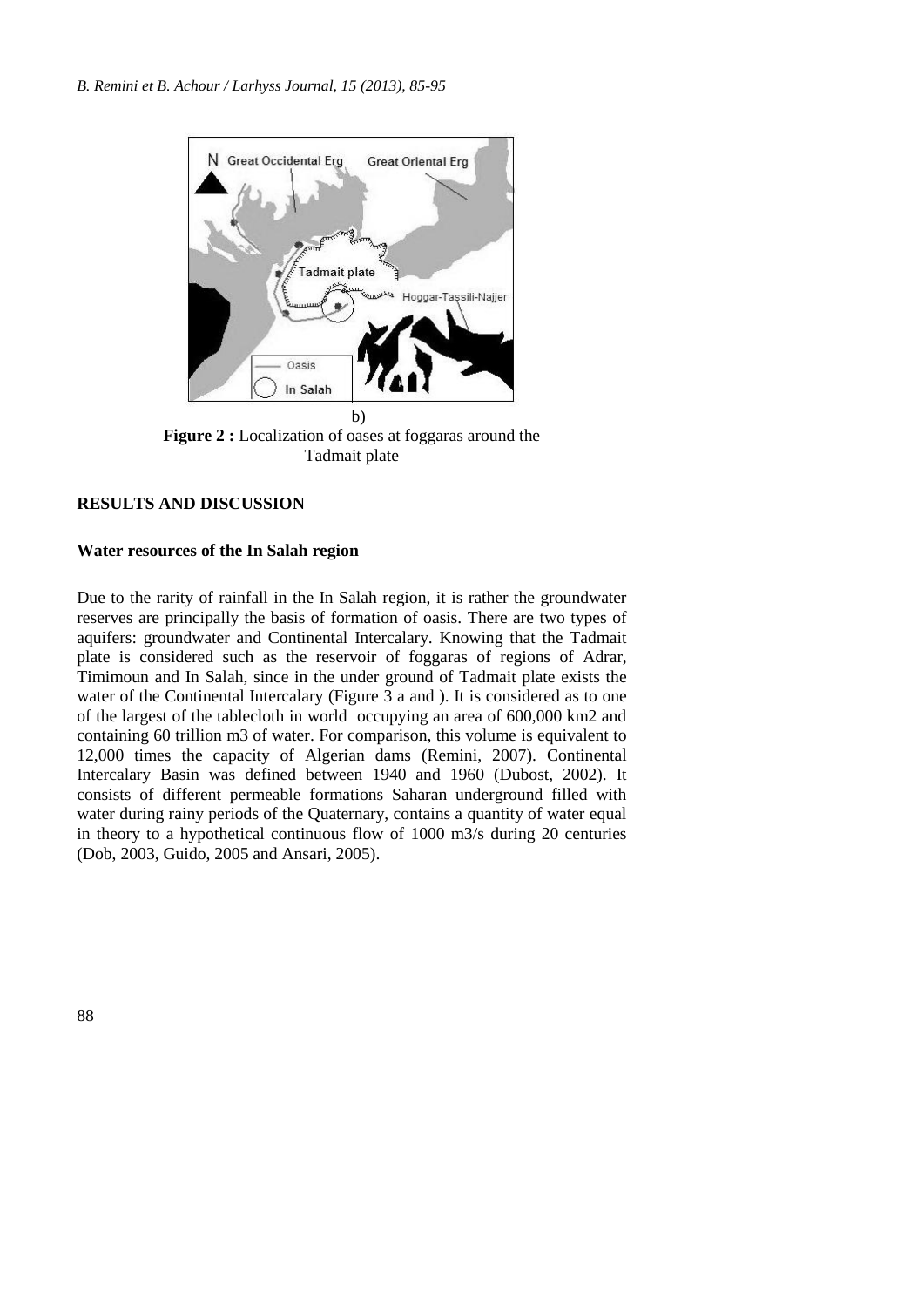b)

**Figure 2 :** Localization of oases at foggaras around the Tadmait plate

## RESULTS AND DISCUSSION

### Water resources of the In Salah region

Due to the rarity of rainfall in the In Salah region, it is rather the groundwater reserves are principally the basis of formation of oasis. There are two types of aquifers: groundwater and Continental Intercalary. Knowing that the Tadmait plate is considered such as the reservoir of foggaras of regions of Adrar, Timimoun and In Salah, since in the under ground of Tadmait plate exists the water of the Continental Intercalary (Figure 3 a and ). It is considered as to one of the largest of the tablecloth in world occupying an area of 600,000 km2 and containing 60 trillion m3 of water. For comparison, this volume is equivalent to 12,000 times the capacity of Algerian dams (Remini, 2007). Continental Intercalary Basin was defined between 1940 and 1960 (Dubost, 2002). It consists of different permeable formations Saharan underground filled with water during rainy periods of the Quaternary, contains a quantity of water equal in theory to a hypothetical continuous flow of 1000 m3/s during 20 centuries (Dob, 2003, Guido, 2005 and Ansari, 2005).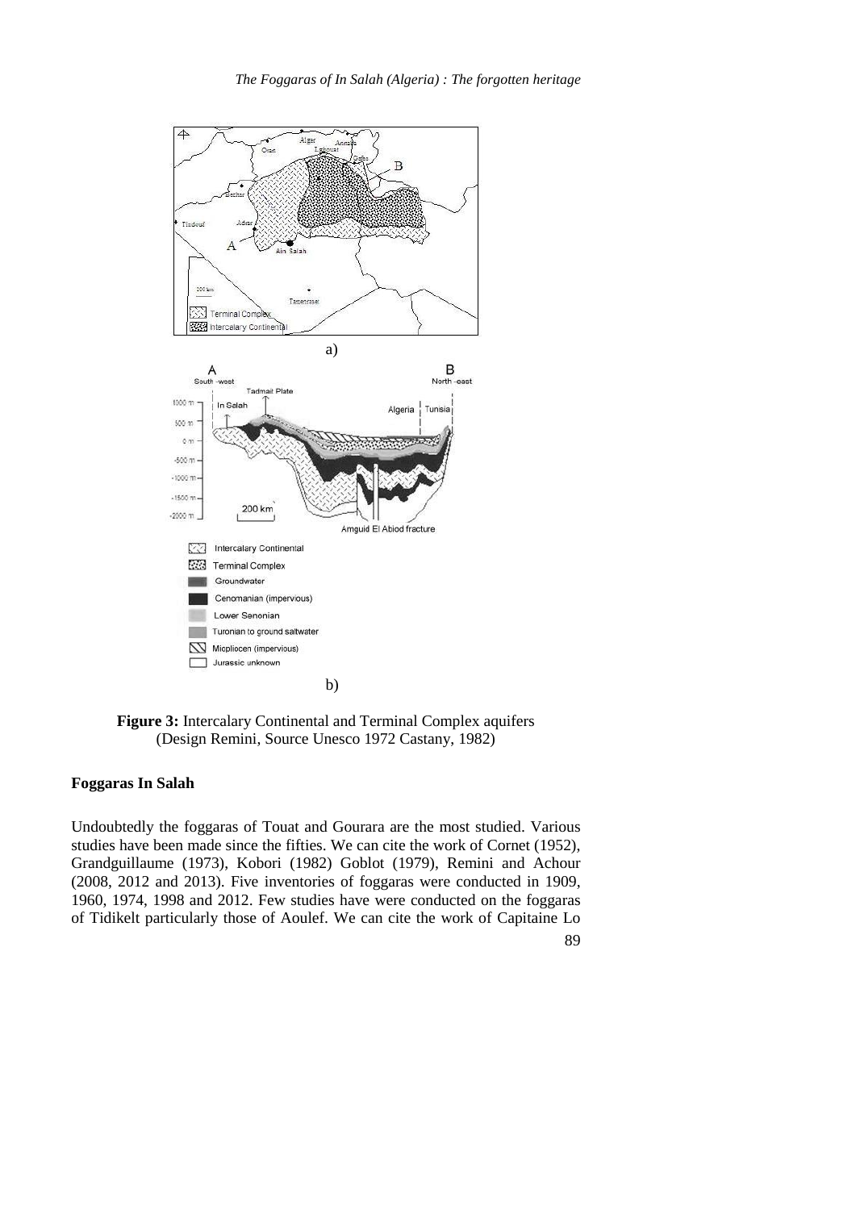a)

b)

**Figure 3:** Intercalary Continental and Terminal Complex aquifers (Design Remini, Source Unesco 1972 Castany, 1982)

### Foggaras In Salah

Undoubtedly the foggaras of Touat and Gourara are the most studied. Various studies have been made since the fifties. We can cite the work of Cornet (1952), Grandguillaume (1973), Kobori (1982) Goblot (1979), Remini and Achour (2008, 2012 and 2013). Five inventories of foggaras were conducted in 1909, 1960, 1974, 1998 and 2012. Few studies have were conducted on the foggaras of Tidikelt particularly those of Aoulef. We can cite the work of Capitaine Lo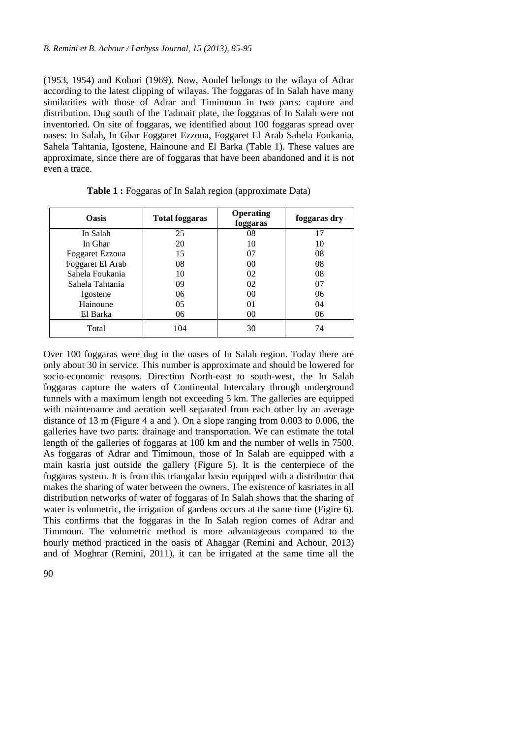(1953, 1954) and Kobori (1969). Now, Aoulef belongs to the wilaya of Adrar according to the latest clipping of wilayas. The foggaras of In Salah have many similarities with those of Adrar and Timimoun in two parts: capture and distribution. Dug south of the Tadmait plate, the foggaras of In Salah were not inventoried. On site of foggaras, we identified about 100 foggaras spread over oases: In Salah, In Ghar Foggaret Ezzoua, Foggaret El Arab Sahela Foukania, Sahela Tahtania, Igostene, Hainoune and El Barka (Table 1). These values are approximate, since there are of foggaras that have been abandoned and it is not even a trace.

**Table 1 :** Foggaras of In Salah region (approximate Data)

| Oasis | Total foggaras | Operating foggaras | foggaras dry |
|---|---|---|---|
| In Salah | 25 | 08 | 17 |
| In Ghar | 20 | 10 | 10 |
| Foggaret Ezzoua | 15 | 07 | 08 |
| Foggaret El Arab | 08 | 00 | 08 |
| Sahela Foukania | 10 | 02 | 08 |
| Sahela Tahtania | 09 | 02 | 07 |
| Igostene | 06 | 00 | 06 |
| Hainoune | 05 | 01 | 04 |
| El Barka | 06 | 00 | 06 |
| Total | 104 | 30 | 74 |

Over 100 foggaras were dug in the oases of In Salah region. Today there are only about 30 in service. This number is approximate and should be lowered for socio-economic reasons. Direction North-east to south-west, the In Salah foggaras capture the waters of Continental Intercalary through underground tunnels with a maximum length not exceeding 5 km. The galleries are equipped with maintenance and aeration well separated from each other by an average distance of 13 m (Figure 4 a and ). On a slope ranging from 0.003 to 0.006, the galleries have two parts: drainage and transportation. We can estimate the total length of the galleries of foggaras at 100 km and the number of wells in 7500. As foggaras of Adrar and Timimoun, those of In Salah are equipped with a main kasria just outside the gallery (Figure 5). It is the centerpiece of the foggaras system. It is from this triangular basin equipped with a distributor that makes the sharing of water between the owners. The existence of kasriates in all distribution networks of water of foggaras of In Salah shows that the sharing of water is volumetric, the irrigation of gardens occurs at the same time (Figire 6). This confirms that the foggaras in the In Salah region comes of Adrar and Timmoun. The volumetric method is more advantageous compared to the hourly method practiced in the oasis of Ahaggar (Remini and Achour, 2013) and of Moghrar (Remini, 2011), it can be irrigated at the same time all the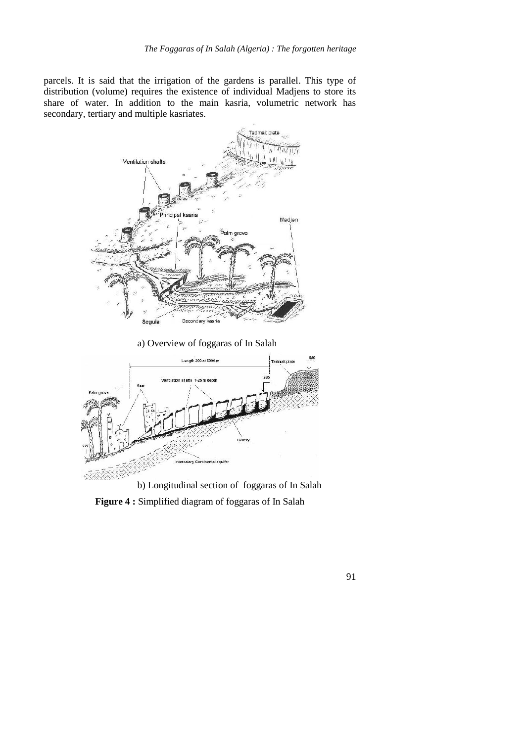parcels. It is said that the irrigation of the gardens is parallel. This type of distribution (volume) requires the existence of individual Madjens to store its share of water. In addition to the main kasria, volumetric network has secondary, tertiary and multiple kasriates.

a) Overview of foggaras of In Salah

b) Longitudinal section of foggaras of In Salah

**Figure 4 :** Simplified diagram of foggaras of In Salah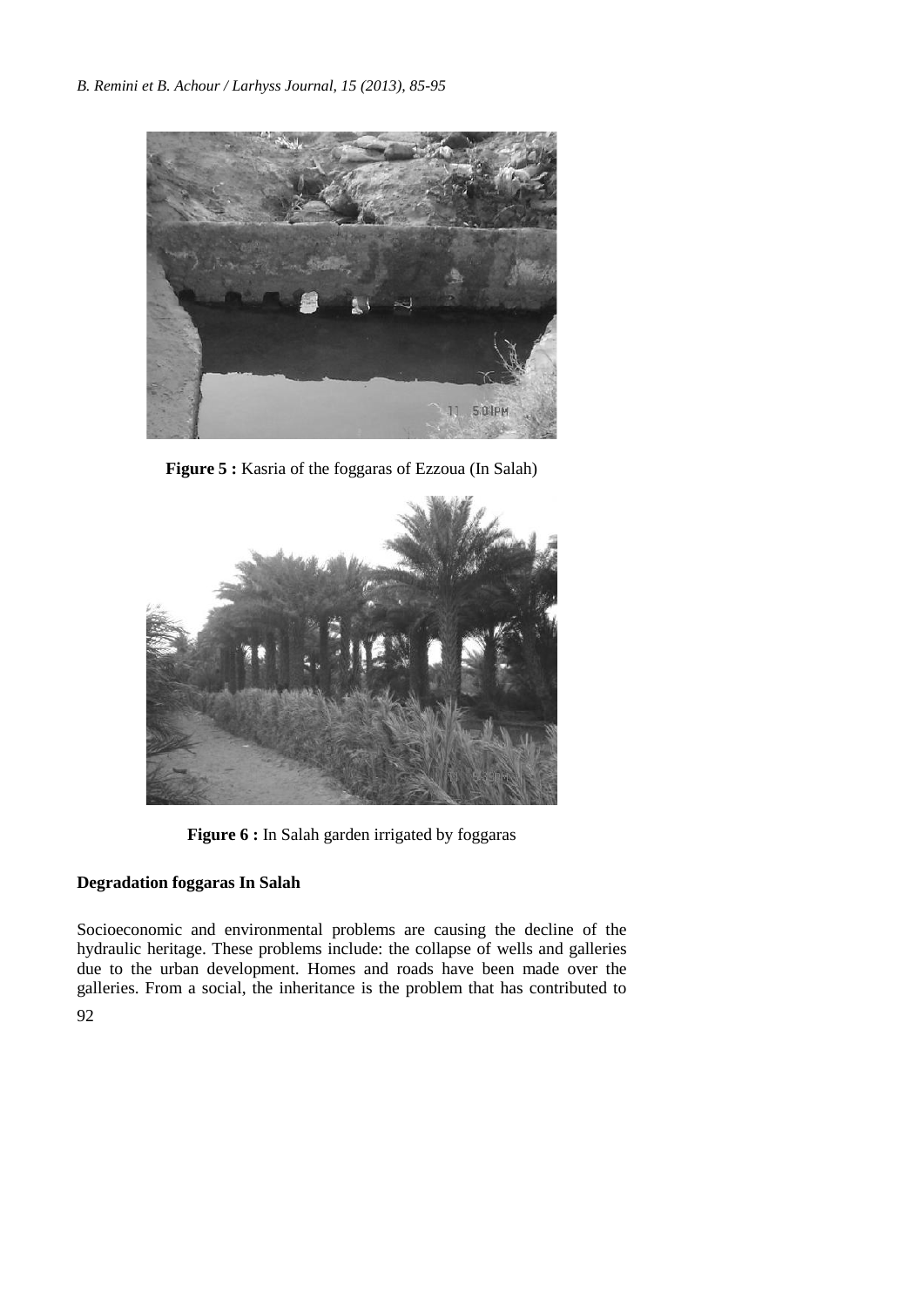**Figure 5 :** Kasria of the foggaras of Ezzoua (In Salah)

**Figure 6 :** In Salah garden irrigated by foggaras

## Degradation foggaras In Salah

Socioeconomic and environmental problems are causing the decline of the hydraulic heritage. These problems include: the collapse of wells and galleries due to the urban development. Homes and roads have been made over the galleries. From a social, the inheritance is the problem that has contributed to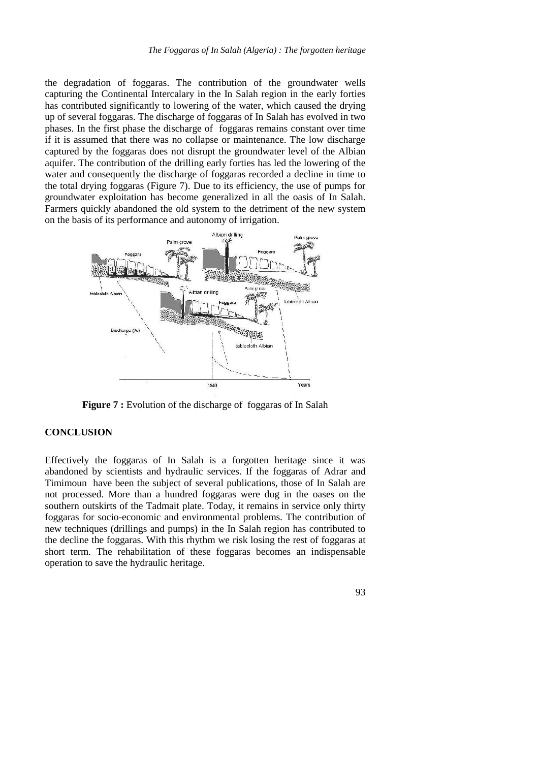the degradation of foggaras. The contribution of the groundwater wells capturing the Continental Intercalary in the In Salah region in the early forties has contributed significantly to lowering of the water, which caused the drying up of several foggaras. The discharge of foggaras of In Salah has evolved in two phases. In the first phase the discharge of foggaras remains constant over time if it is assumed that there was no collapse or maintenance. The low discharge captured by the foggaras does not disrupt the groundwater level of the Albian aquifer. The contribution of the drilling early forties has led the lowering of the water and consequently the discharge of foggaras recorded a decline in time to the total drying foggaras (Figure 7). Due to its efficiency, the use of pumps for groundwater exploitation has become generalized in all the oasis of In Salah. Farmers quickly abandoned the old system to the detriment of the new system on the basis of its performance and autonomy of irrigation.

**Figure 7 :** Evolution of the discharge of foggaras of In Salah

## CONCLUSION

Effectively the foggaras of In Salah is a forgotten heritage since it was abandoned by scientists and hydraulic services. If the foggaras of Adrar and Timimoun have been the subject of several publications, those of In Salah are not processed. More than a hundred foggaras were dug in the oases on the southern outskirts of the Tadmait plate. Today, it remains in service only thirty foggaras for socio-economic and environmental problems. The contribution of new techniques (drillings and pumps) in the In Salah region has contributed to the decline the foggaras. With this rhythm we risk losing the rest of foggaras at short term. The rehabilitation of these foggaras becomes an indispensable operation to save the hydraulic heritage.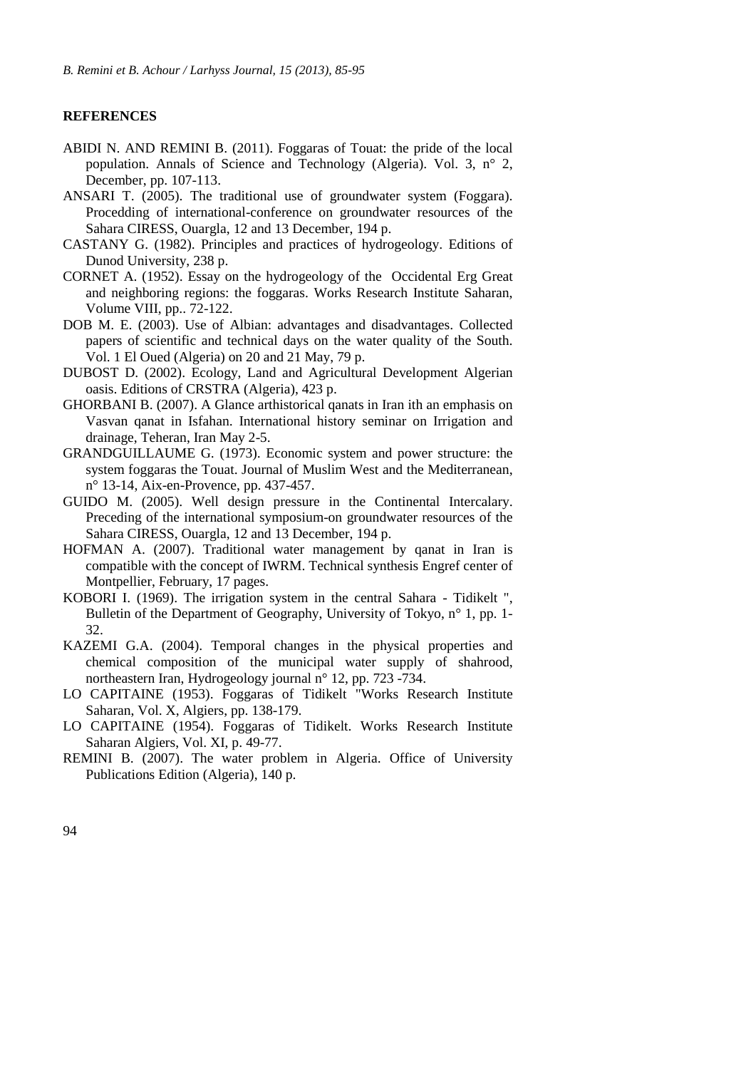## REFERENCES

ABIDI N. AND REMINI B. (2011). Foggaras of Touat: the pride of the local population. Annals of Science and Technology (Algeria). Vol. 3, n° 2, December, pp. 107-113.

ANSARI T. (2005). The traditional use of groundwater system (Foggara). Procedding of international-conference on groundwater resources of the Sahara CIRESS, Ouargla, 12 and 13 December, 194 p.

CASTANY G. (1982). Principles and practices of hydrogeology. Editions of Dunod University, 238 p.

CORNET A. (1952). Essay on the hydrogeology of the Occidental Erg Great and neighboring regions: the foggaras. Works Research Institute Saharan, Volume VIII, pp.. 72-122.

DOB M. E. (2003). Use of Albian: advantages and disadvantages. Collected papers of scientific and technical days on the water quality of the South. Vol. 1 El Oued (Algeria) on 20 and 21 May, 79 p.

DUBOST D. (2002). Ecology, Land and Agricultural Development Algerian oasis. Editions of CRSTRA (Algeria), 423 p.

GHORBANI B. (2007). A Glance arthistorical qanats in Iran ith an emphasis on Vasvan qanat in Isfahan. International history seminar on Irrigation and drainage, Teheran, Iran May 2-5.

GRANDGUILLAUME G. (1973). Economic system and power structure: the system foggaras the Touat. Journal of Muslim West and the Mediterranean, n° 13-14, Aix-en-Provence, pp. 437-457.

GUIDO M. (2005). Well design pressure in the Continental Intercalary. Preceding of the international symposium-on groundwater resources of the Sahara CIRESS, Ouargla, 12 and 13 December, 194 p.

HOFMAN A. (2007). Traditional water management by qanat in Iran is compatible with the concept of IWRM. Technical synthesis Engref center of Montpellier, February, 17 pages.

KOBORI I. (1969). The irrigation system in the central Sahara - Tidikelt ", Bulletin of the Department of Geography, University of Tokyo, n° 1, pp. 1-32.

KAZEMI G.A. (2004). Temporal changes in the physical properties and chemical composition of the municipal water supply of shahrood, northeastern Iran, Hydrogeology journal n° 12, pp. 723 -734.

LO CAPITAINE (1953). Foggaras of Tidikelt "Works Research Institute Saharan, Vol. X, Algiers, pp. 138-179.

LO CAPITAINE (1954). Foggaras of Tidikelt. Works Research Institute Saharan Algiers, Vol. XI, p. 49-77.

REMINI B. (2007). The water problem in Algeria. Office of University Publications Edition (Algeria), 140 p.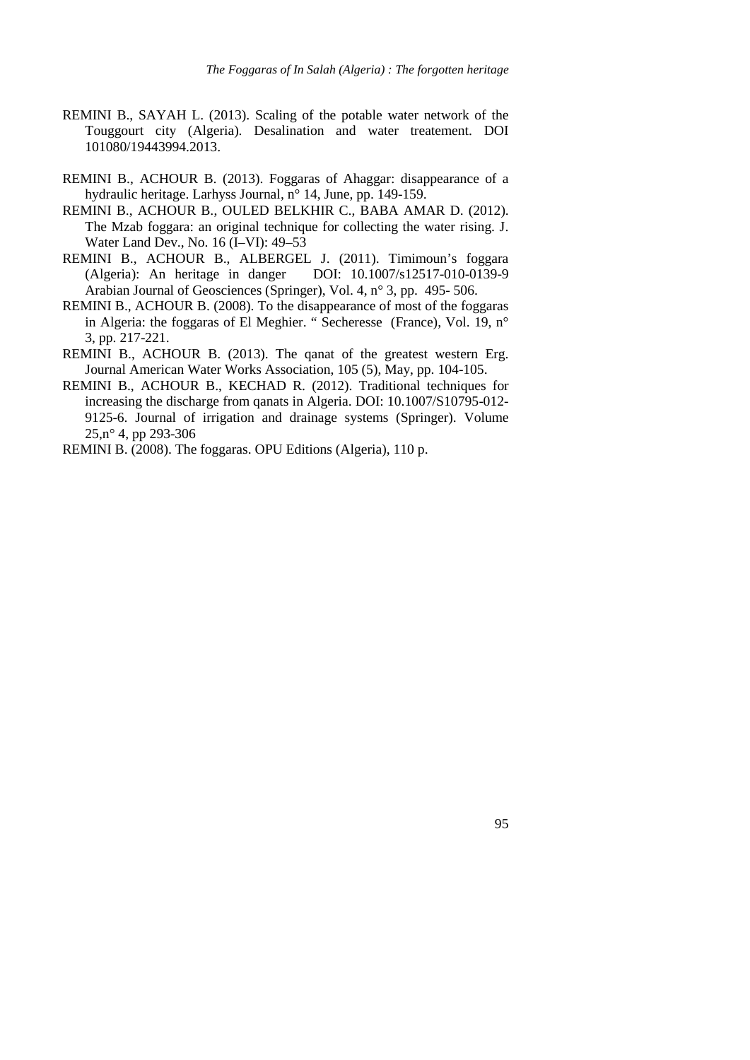REMINI B., SAYAH L. (2013). Scaling of the potable water network of the Touggourt city (Algeria). Desalination and water treatement. DOI 101080/19443994.2013.

REMINI B., ACHOUR B. (2013). Foggaras of Ahaggar: disappearance of a hydraulic heritage. Larhyss Journal, n° 14, June, pp. 149-159.

REMINI B., ACHOUR B., OULED BELKHIR C., BABA AMAR D. (2012). The Mzab foggara: an original technique for collecting the water rising. J. Water Land Dev., No. 16 (I–VI): 49–53

REMINI B., ACHOUR B., ALBERGEL J. (2011). Timimoun's foggara (Algeria): An heritage in danger DOI: 10.1007/s12517-010-0139-9 Arabian Journal of Geosciences (Springer), Vol. 4, n° 3, pp. 495- 506.

REMINI B., ACHOUR B. (2008). To the disappearance of most of the foggaras in Algeria: the foggaras of El Meghier. " Secheresse (France), Vol. 19, n° 3, pp. 217-221.

REMINI B., ACHOUR B. (2013). The qanat of the greatest western Erg. Journal American Water Works Association, 105 (5), May, pp. 104-105.

REMINI B., ACHOUR B., KECHAD R. (2012). Traditional techniques for increasing the discharge from qanats in Algeria. DOI: 10.1007/S10795-012-9125-6. Journal of irrigation and drainage systems (Springer). Volume 25,n° 4, pp 293-306

REMINI B. (2008). The foggaras. OPU Editions (Algeria), 110 p.